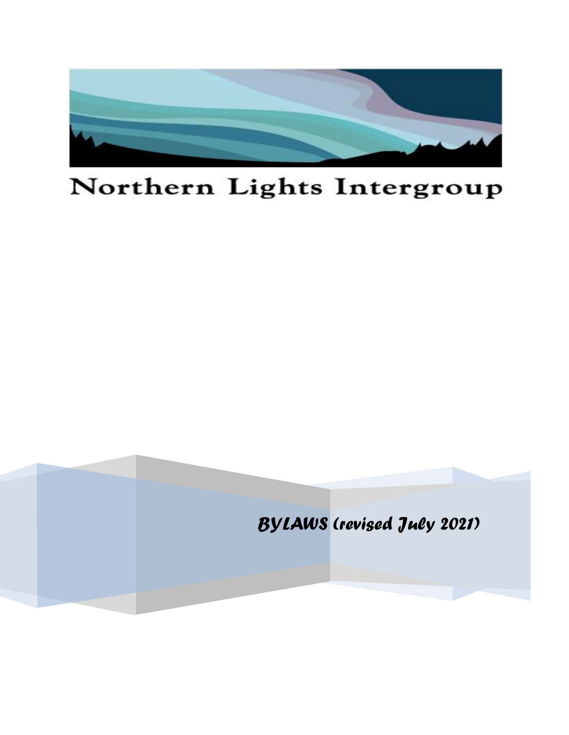# Northern Lights Intergroup

*BYLAWS (revised July 2021)*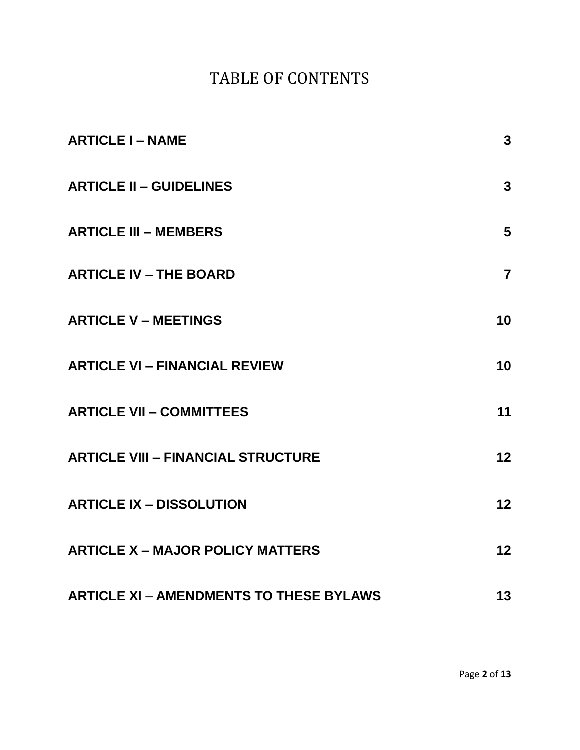# TABLE OF CONTENTS

| | |
|---|---|
| **ARTICLE I – NAME** | **3** |
| **ARTICLE II – GUIDELINES** | **3** |
| **ARTICLE III – MEMBERS** | **5** |
| **ARTICLE IV – THE BOARD** | **7** |
| **ARTICLE V – MEETINGS** | **10** |
| **ARTICLE VI – FINANCIAL REVIEW** | **10** |
| **ARTICLE VII – COMMITTEES** | **11** |
| **ARTICLE VIII – FINANCIAL STRUCTURE** | **12** |
| **ARTICLE IX – DISSOLUTION** | **12** |
| **ARTICLE X – MAJOR POLICY MATTERS** | **12** |
| **ARTICLE XI – AMENDMENTS TO THESE BYLAWS** | **13** |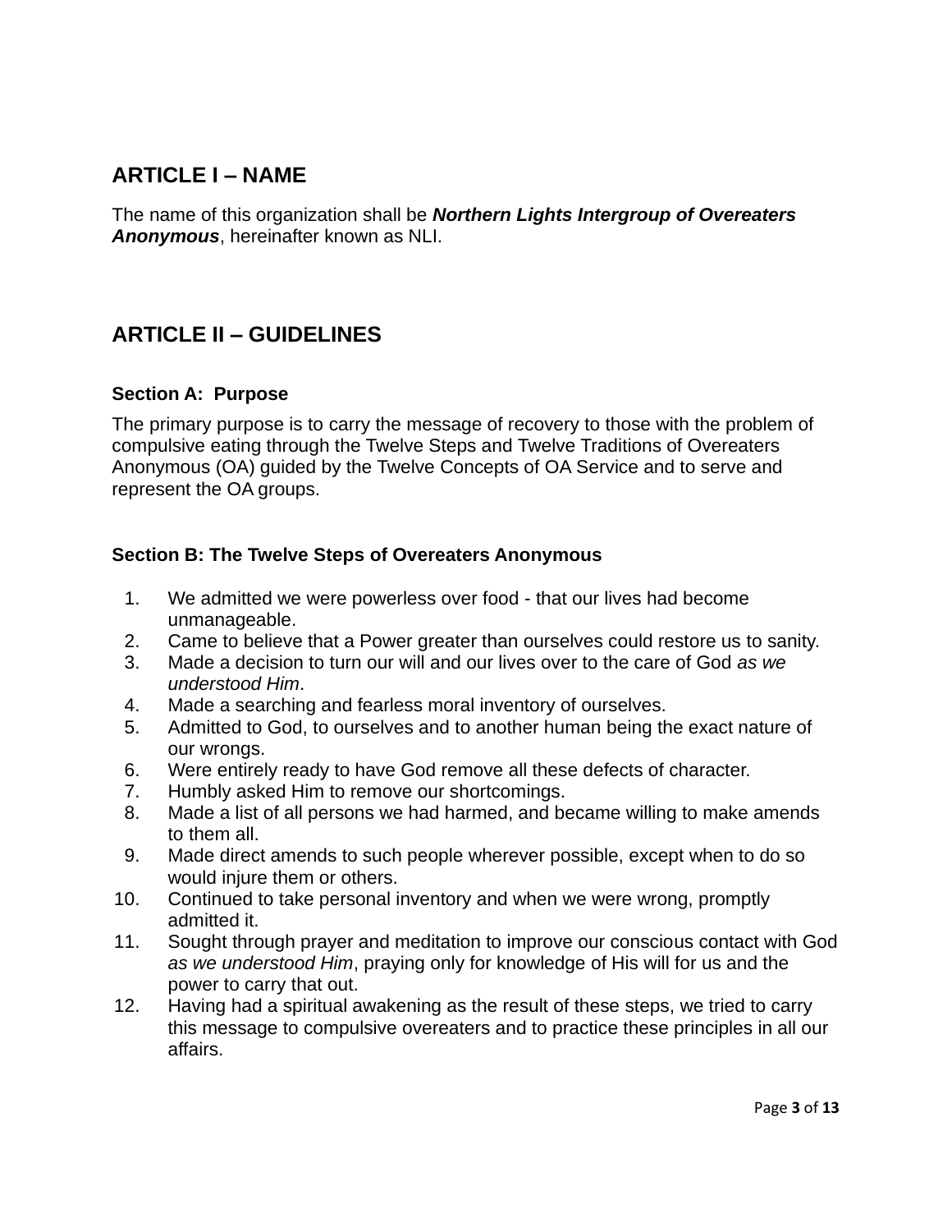## ARTICLE I – NAME

The name of this organization shall be ***Northern Lights Intergroup of Overeaters Anonymous***, hereinafter known as NLI.

## ARTICLE II – GUIDELINES

### Section A: Purpose

The primary purpose is to carry the message of recovery to those with the problem of compulsive eating through the Twelve Steps and Twelve Traditions of Overeaters Anonymous (OA) guided by the Twelve Concepts of OA Service and to serve and represent the OA groups.

### Section B: The Twelve Steps of Overeaters Anonymous

1. We admitted we were powerless over food - that our lives had become unmanageable.
2. Came to believe that a Power greater than ourselves could restore us to sanity.
3. Made a decision to turn our will and our lives over to the care of God *as we understood Him*.
4. Made a searching and fearless moral inventory of ourselves.
5. Admitted to God, to ourselves and to another human being the exact nature of our wrongs.
6. Were entirely ready to have God remove all these defects of character.
7. Humbly asked Him to remove our shortcomings.
8. Made a list of all persons we had harmed, and became willing to make amends to them all.
9. Made direct amends to such people wherever possible, except when to do so would injure them or others.
10. Continued to take personal inventory and when we were wrong, promptly admitted it.
11. Sought through prayer and meditation to improve our conscious contact with God *as we understood Him*, praying only for knowledge of His will for us and the power to carry that out.
12. Having had a spiritual awakening as the result of these steps, we tried to carry this message to compulsive overeaters and to practice these principles in all our affairs.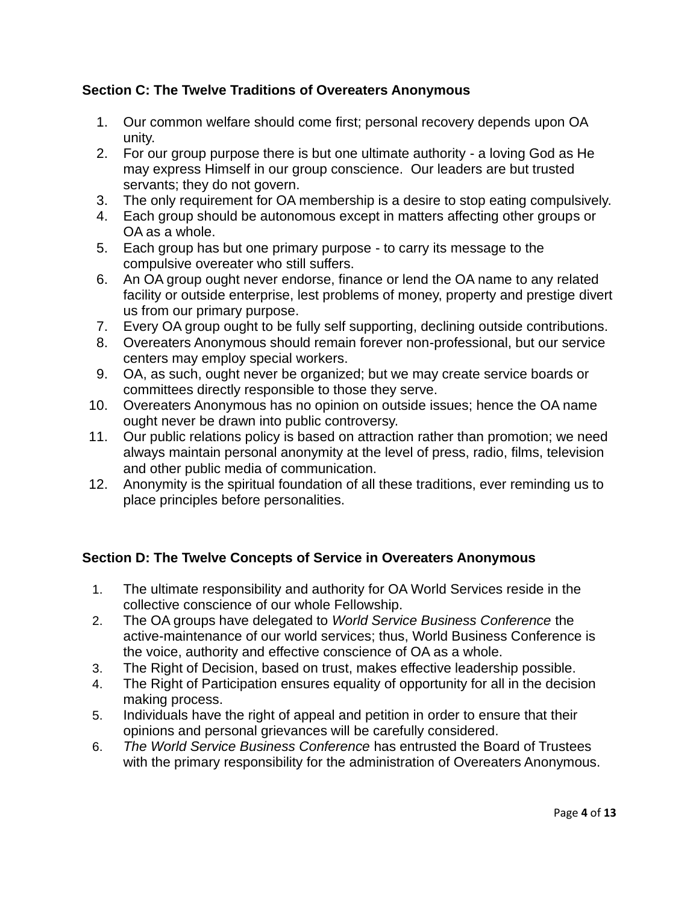**Section C: The Twelve Traditions of Overeaters Anonymous**

1. Our common welfare should come first; personal recovery depends upon OA unity.
2. For our group purpose there is but one ultimate authority - a loving God as He may express Himself in our group conscience. Our leaders are but trusted servants; they do not govern.
3. The only requirement for OA membership is a desire to stop eating compulsively.
4. Each group should be autonomous except in matters affecting other groups or OA as a whole.
5. Each group has but one primary purpose - to carry its message to the compulsive overeater who still suffers.
6. An OA group ought never endorse, finance or lend the OA name to any related facility or outside enterprise, lest problems of money, property and prestige divert us from our primary purpose.
7. Every OA group ought to be fully self supporting, declining outside contributions.
8. Overeaters Anonymous should remain forever non-professional, but our service centers may employ special workers.
9. OA, as such, ought never be organized; but we may create service boards or committees directly responsible to those they serve.
10. Overeaters Anonymous has no opinion on outside issues; hence the OA name ought never be drawn into public controversy.
11. Our public relations policy is based on attraction rather than promotion; we need always maintain personal anonymity at the level of press, radio, films, television and other public media of communication.
12. Anonymity is the spiritual foundation of all these traditions, ever reminding us to place principles before personalities.

**Section D: The Twelve Concepts of Service in Overeaters Anonymous**

1. The ultimate responsibility and authority for OA World Services reside in the collective conscience of our whole Fellowship.
2. The OA groups have delegated to *World Service Business Conference* the active-maintenance of our world services; thus, World Business Conference is the voice, authority and effective conscience of OA as a whole.
3. The Right of Decision, based on trust, makes effective leadership possible.
4. The Right of Participation ensures equality of opportunity for all in the decision making process.
5. Individuals have the right of appeal and petition in order to ensure that their opinions and personal grievances will be carefully considered.
6. *The World Service Business Conference* has entrusted the Board of Trustees with the primary responsibility for the administration of Overeaters Anonymous.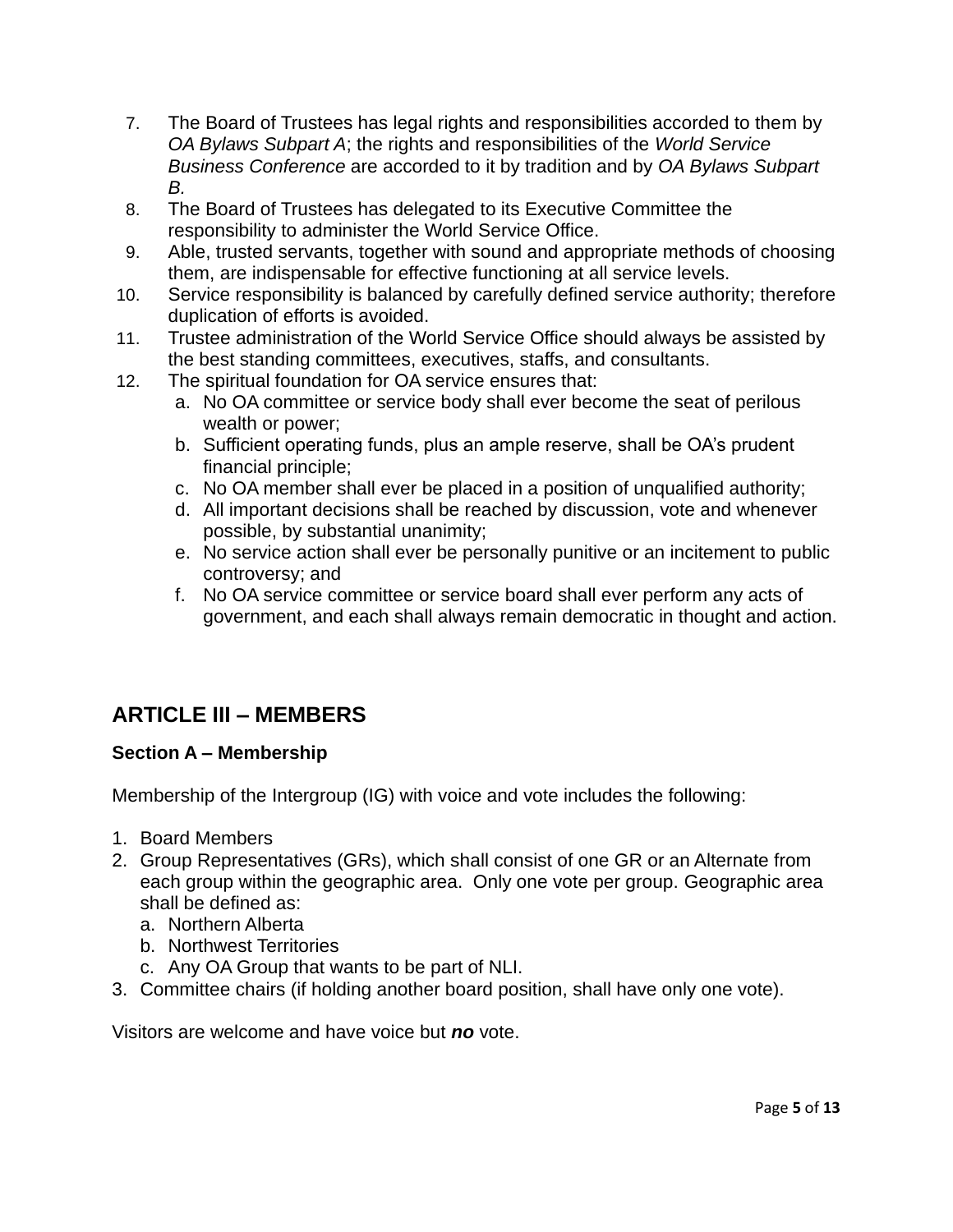7. The Board of Trustees has legal rights and responsibilities accorded to them by *OA Bylaws Subpart A*; the rights and responsibilities of the *World Service Business Conference* are accorded to it by tradition and by *OA Bylaws Subpart B.*
8. The Board of Trustees has delegated to its Executive Committee the responsibility to administer the World Service Office.
9. Able, trusted servants, together with sound and appropriate methods of choosing them, are indispensable for effective functioning at all service levels.
10. Service responsibility is balanced by carefully defined service authority; therefore duplication of efforts is avoided.
11. Trustee administration of the World Service Office should always be assisted by the best standing committees, executives, staffs, and consultants.
12. The spiritual foundation for OA service ensures that:
    a. No OA committee or service body shall ever become the seat of perilous wealth or power;
    b. Sufficient operating funds, plus an ample reserve, shall be OA's prudent financial principle;
    c. No OA member shall ever be placed in a position of unqualified authority;
    d. All important decisions shall be reached by discussion, vote and whenever possible, by substantial unanimity;
    e. No service action shall ever be personally punitive or an incitement to public controversy; and
    f. No OA service committee or service board shall ever perform any acts of government, and each shall always remain democratic in thought and action.

## ARTICLE III – MEMBERS

### Section A – Membership

Membership of the Intergroup (IG) with voice and vote includes the following:

1. Board Members
2. Group Representatives (GRs), which shall consist of one GR or an Alternate from each group within the geographic area. Only one vote per group. Geographic area shall be defined as:
   a. Northern Alberta
   b. Northwest Territories
   c. Any OA Group that wants to be part of NLI.
3. Committee chairs (if holding another board position, shall have only one vote).

Visitors are welcome and have voice but ***no*** vote.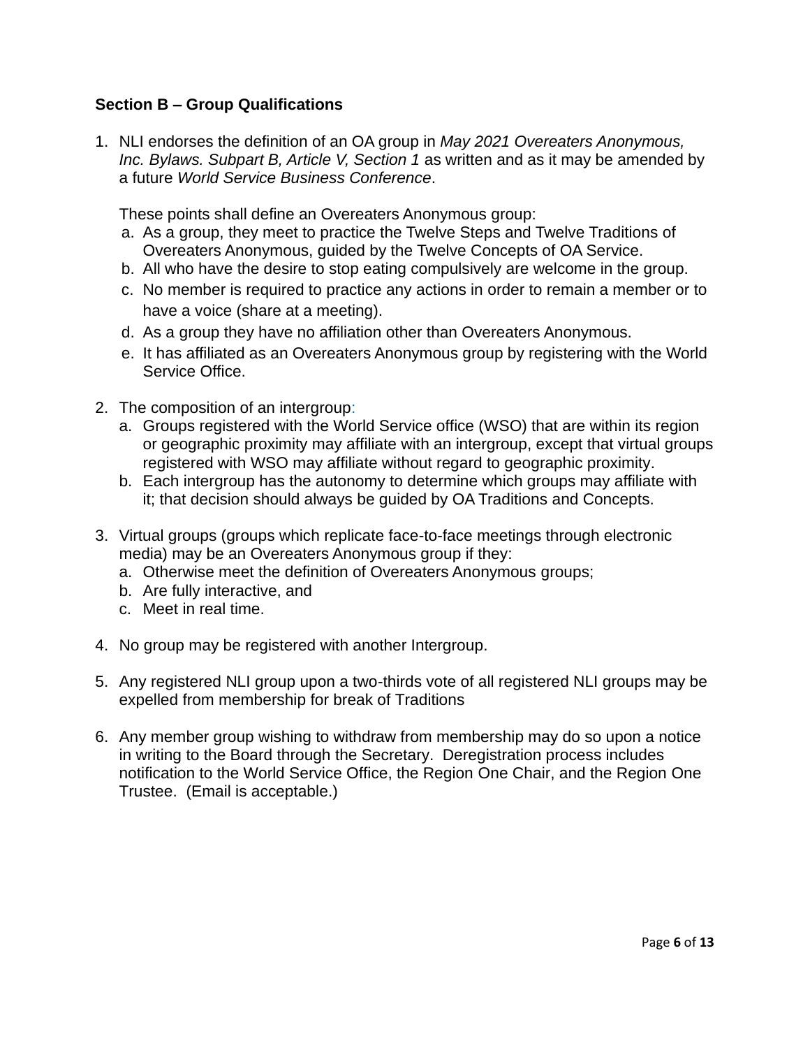**Section B – Group Qualifications**

1. NLI endorses the definition of an OA group in *May 2021 Overeaters Anonymous, Inc. Bylaws. Subpart B, Article V, Section 1* as written and as it may be amended by a future *World Service Business Conference*.

   These points shall define an Overeaters Anonymous group:
   a. As a group, they meet to practice the Twelve Steps and Twelve Traditions of Overeaters Anonymous, guided by the Twelve Concepts of OA Service.
   b. All who have the desire to stop eating compulsively are welcome in the group.
   c. No member is required to practice any actions in order to remain a member or to have a voice (share at a meeting).
   d. As a group they have no affiliation other than Overeaters Anonymous.
   e. It has affiliated as an Overeaters Anonymous group by registering with the World Service Office.

2. The composition of an intergroup:
   a. Groups registered with the World Service office (WSO) that are within its region or geographic proximity may affiliate with an intergroup, except that virtual groups registered with WSO may affiliate without regard to geographic proximity.
   b. Each intergroup has the autonomy to determine which groups may affiliate with it; that decision should always be guided by OA Traditions and Concepts.

3. Virtual groups (groups which replicate face-to-face meetings through electronic media) may be an Overeaters Anonymous group if they:
   a. Otherwise meet the definition of Overeaters Anonymous groups;
   b. Are fully interactive, and
   c. Meet in real time.

4. No group may be registered with another Intergroup.

5. Any registered NLI group upon a two-thirds vote of all registered NLI groups may be expelled from membership for break of Traditions

6. Any member group wishing to withdraw from membership may do so upon a notice in writing to the Board through the Secretary. Deregistration process includes notification to the World Service Office, the Region One Chair, and the Region One Trustee. (Email is acceptable.)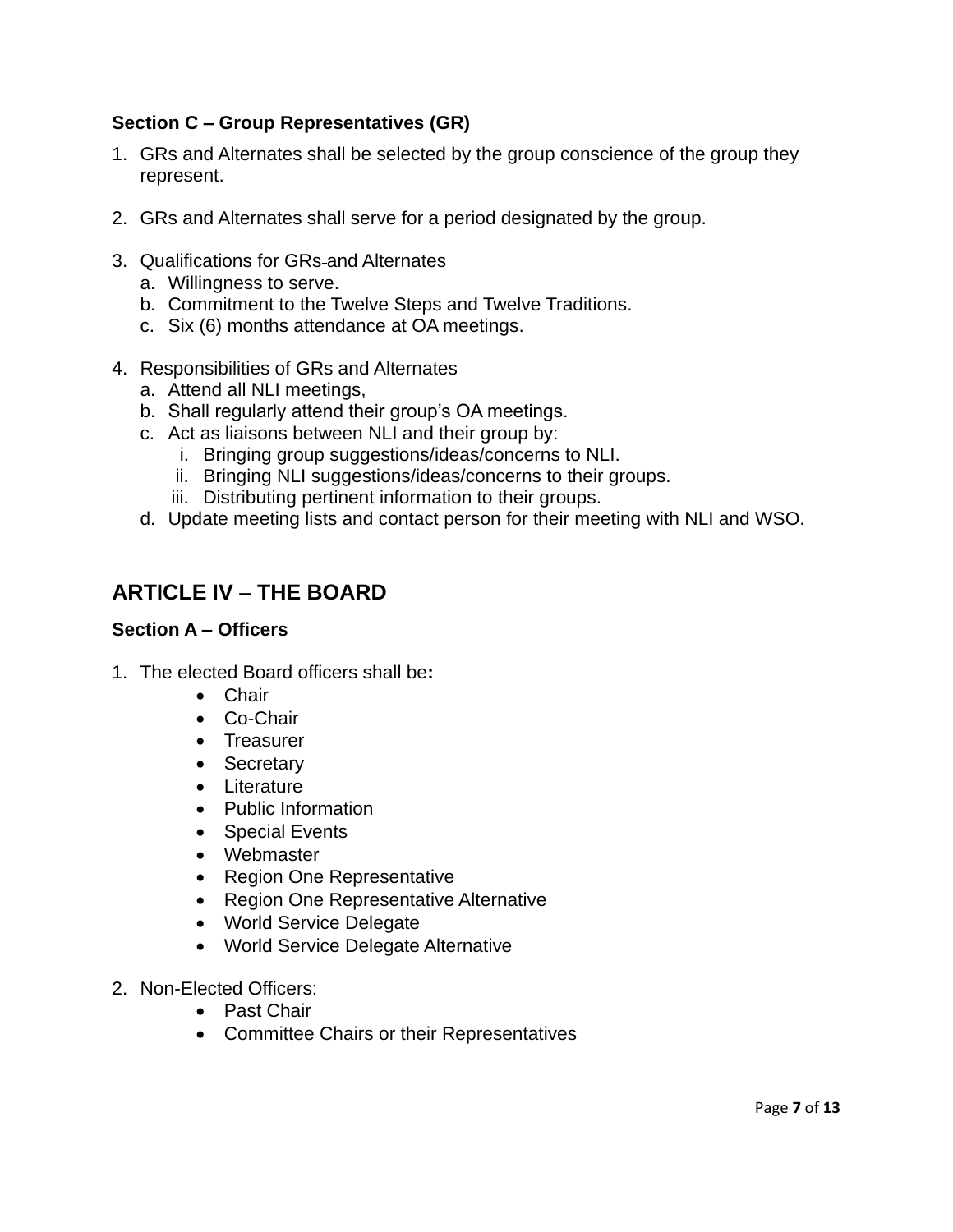### Section C – Group Representatives (GR)

1. GRs and Alternates shall be selected by the group conscience of the group they represent.

2. GRs and Alternates shall serve for a period designated by the group.

3. Qualifications for GRs and Alternates
   a. Willingness to serve.
   b. Commitment to the Twelve Steps and Twelve Traditions.
   c. Six (6) months attendance at OA meetings.

4. Responsibilities of GRs and Alternates
   a. Attend all NLI meetings,
   b. Shall regularly attend their group's OA meetings.
   c. Act as liaisons between NLI and their group by:
      i. Bringing group suggestions/ideas/concerns to NLI.
      ii. Bringing NLI suggestions/ideas/concerns to their groups.
      iii. Distributing pertinent information to their groups.
   d. Update meeting lists and contact person for their meeting with NLI and WSO.

## ARTICLE IV – THE BOARD

### Section A – Officers

1. The elected Board officers shall be**:**
   - Chair
   - Co-Chair
   - Treasurer
   - Secretary
   - Literature
   - Public Information
   - Special Events
   - Webmaster
   - Region One Representative
   - Region One Representative Alternative
   - World Service Delegate
   - World Service Delegate Alternative

2. Non-Elected Officers:
   - Past Chair
   - Committee Chairs or their Representatives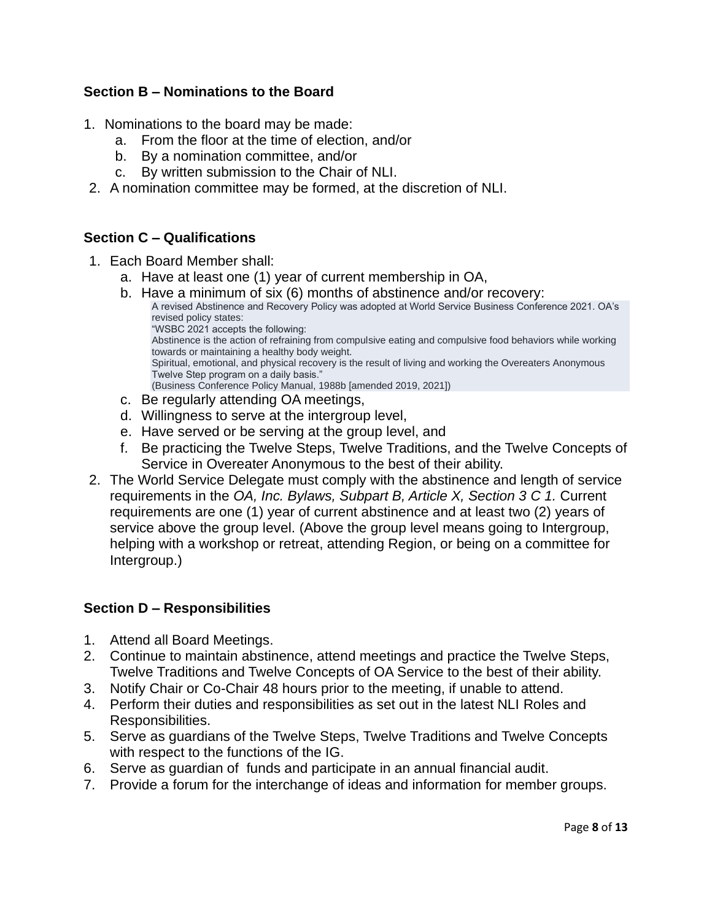### Section B – Nominations to the Board

1. Nominations to the board may be made:
    a. From the floor at the time of election, and/or
    b. By a nomination committee, and/or
    c. By written submission to the Chair of NLI.
2. A nomination committee may be formed, at the discretion of NLI.

### Section C – Qualifications

1. Each Board Member shall:
    a. Have at least one (1) year of current membership in OA,
    b. Have a minimum of six (6) months of abstinence and/or recovery:

        > A revised Abstinence and Recovery Policy was adopted at World Service Business Conference 2021. OA's revised policy states:
        > "WSBC 2021 accepts the following:
        > Abstinence is the action of refraining from compulsive eating and compulsive food behaviors while working towards or maintaining a healthy body weight.
        > Spiritual, emotional, and physical recovery is the result of living and working the Overeaters Anonymous Twelve Step program on a daily basis."
        > (Business Conference Policy Manual, 1988b [amended 2019, 2021])

    c. Be regularly attending OA meetings,
    d. Willingness to serve at the intergroup level,
    e. Have served or be serving at the group level, and
    f. Be practicing the Twelve Steps, Twelve Traditions, and the Twelve Concepts of Service in Overeater Anonymous to the best of their ability.
2. The World Service Delegate must comply with the abstinence and length of service requirements in the *OA, Inc. Bylaws, Subpart B, Article X, Section 3 C 1.* Current requirements are one (1) year of current abstinence and at least two (2) years of service above the group level. (Above the group level means going to Intergroup, helping with a workshop or retreat, attending Region, or being on a committee for Intergroup.)

### Section D – Responsibilities

1. Attend all Board Meetings.
2. Continue to maintain abstinence, attend meetings and practice the Twelve Steps, Twelve Traditions and Twelve Concepts of OA Service to the best of their ability.
3. Notify Chair or Co-Chair 48 hours prior to the meeting, if unable to attend.
4. Perform their duties and responsibilities as set out in the latest NLI Roles and Responsibilities.
5. Serve as guardians of the Twelve Steps, Twelve Traditions and Twelve Concepts with respect to the functions of the IG.
6. Serve as guardian of funds and participate in an annual financial audit.
7. Provide a forum for the interchange of ideas and information for member groups.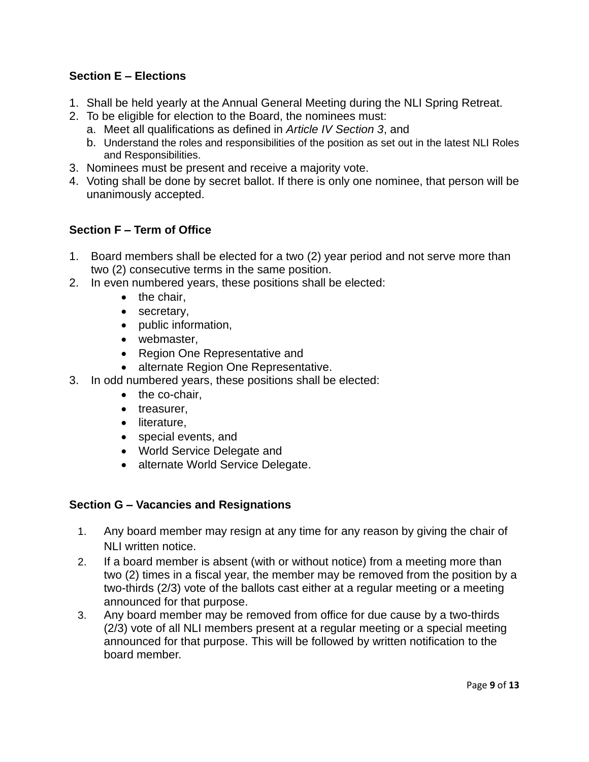### Section E – Elections

1. Shall be held yearly at the Annual General Meeting during the NLI Spring Retreat.
2. To be eligible for election to the Board, the nominees must:
   a. Meet all qualifications as defined in *Article IV Section 3*, and
   b. Understand the roles and responsibilities of the position as set out in the latest NLI Roles and Responsibilities.
3. Nominees must be present and receive a majority vote.
4. Voting shall be done by secret ballot. If there is only one nominee, that person will be unanimously accepted.

### Section F – Term of Office

1. Board members shall be elected for a two (2) year period and not serve more than two (2) consecutive terms in the same position.
2. In even numbered years, these positions shall be elected:
   - the chair,
   - secretary,
   - public information,
   - webmaster,
   - Region One Representative and
   - alternate Region One Representative.
3. In odd numbered years, these positions shall be elected:
   - the co-chair,
   - treasurer,
   - literature,
   - special events, and
   - World Service Delegate and
   - alternate World Service Delegate.

### Section G – Vacancies and Resignations

1. Any board member may resign at any time for any reason by giving the chair of NLI written notice.
2. If a board member is absent (with or without notice) from a meeting more than two (2) times in a fiscal year, the member may be removed from the position by a two-thirds (2/3) vote of the ballots cast either at a regular meeting or a meeting announced for that purpose.
3. Any board member may be removed from office for due cause by a two-thirds (2/3) vote of all NLI members present at a regular meeting or a special meeting announced for that purpose. This will be followed by written notification to the board member.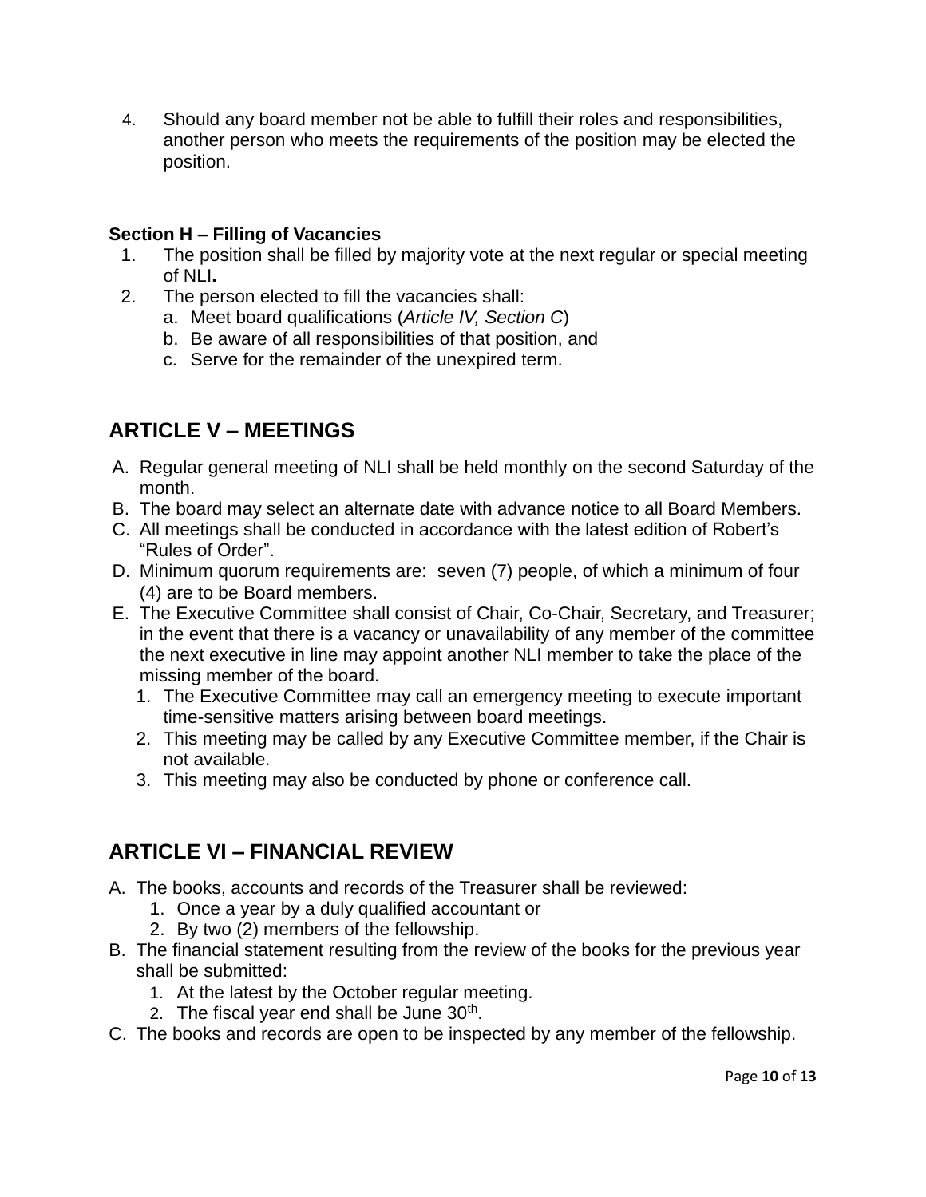4. Should any board member not be able to fulfill their roles and responsibilities, another person who meets the requirements of the position may be elected the position.

**Section H – Filling of Vacancies**

1. The position shall be filled by majority vote at the next regular or special meeting of NLI**.**
2. The person elected to fill the vacancies shall:
   a. Meet board qualifications (*Article IV, Section C*)
   b. Be aware of all responsibilities of that position, and
   c. Serve for the remainder of the unexpired term.

## ARTICLE V – MEETINGS

A. Regular general meeting of NLI shall be held monthly on the second Saturday of the month.
B. The board may select an alternate date with advance notice to all Board Members.
C. All meetings shall be conducted in accordance with the latest edition of Robert's "Rules of Order".
D. Minimum quorum requirements are: seven (7) people, of which a minimum of four (4) are to be Board members.
E. The Executive Committee shall consist of Chair, Co-Chair, Secretary, and Treasurer; in the event that there is a vacancy or unavailability of any member of the committee the next executive in line may appoint another NLI member to take the place of the missing member of the board.
   1. The Executive Committee may call an emergency meeting to execute important time-sensitive matters arising between board meetings.
   2. This meeting may be called by any Executive Committee member, if the Chair is not available.
   3. This meeting may also be conducted by phone or conference call.

## ARTICLE VI – FINANCIAL REVIEW

A. The books, accounts and records of the Treasurer shall be reviewed:
   1. Once a year by a duly qualified accountant or
   2. By two (2) members of the fellowship.
B. The financial statement resulting from the review of the books for the previous year shall be submitted:
   1. At the latest by the October regular meeting.
   2. The fiscal year end shall be June 30th.
C. The books and records are open to be inspected by any member of the fellowship.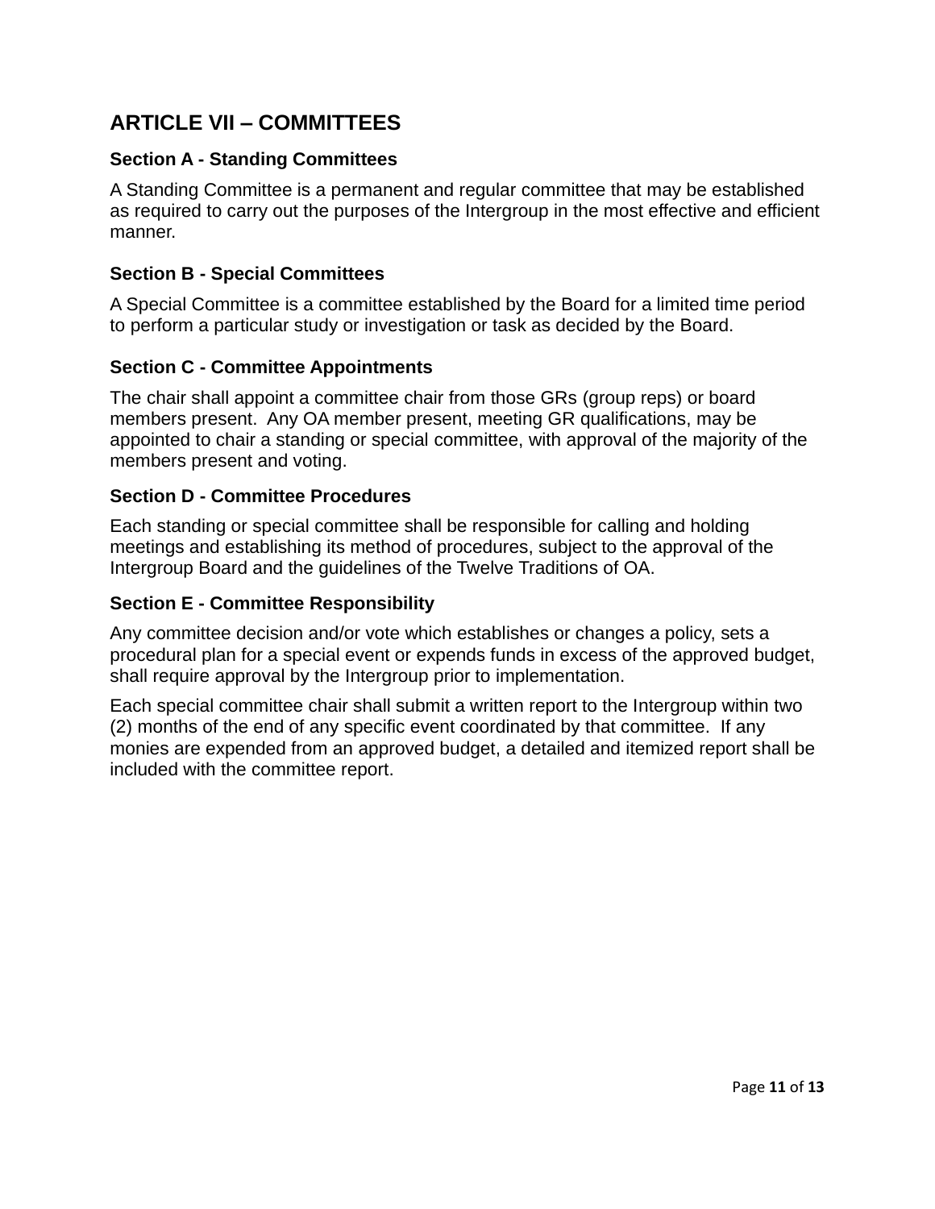## ARTICLE VII – COMMITTEES

### Section A - Standing Committees

A Standing Committee is a permanent and regular committee that may be established as required to carry out the purposes of the Intergroup in the most effective and efficient manner.

### Section B - Special Committees

A Special Committee is a committee established by the Board for a limited time period to perform a particular study or investigation or task as decided by the Board.

### Section C - Committee Appointments

The chair shall appoint a committee chair from those GRs (group reps) or board members present. Any OA member present, meeting GR qualifications, may be appointed to chair a standing or special committee, with approval of the majority of the members present and voting.

### Section D - Committee Procedures

Each standing or special committee shall be responsible for calling and holding meetings and establishing its method of procedures, subject to the approval of the Intergroup Board and the guidelines of the Twelve Traditions of OA.

### Section E - Committee Responsibility

Any committee decision and/or vote which establishes or changes a policy, sets a procedural plan for a special event or expends funds in excess of the approved budget, shall require approval by the Intergroup prior to implementation.

Each special committee chair shall submit a written report to the Intergroup within two (2) months of the end of any specific event coordinated by that committee. If any monies are expended from an approved budget, a detailed and itemized report shall be included with the committee report.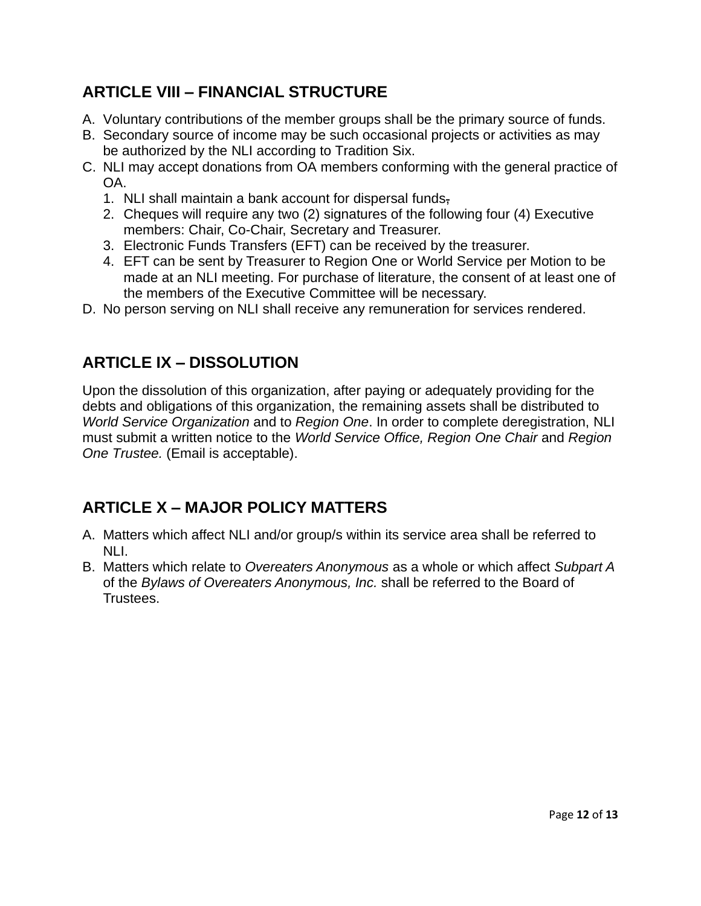## ARTICLE VIII – FINANCIAL STRUCTURE

A. Voluntary contributions of the member groups shall be the primary source of funds.
B. Secondary source of income may be such occasional projects or activities as may be authorized by the NLI according to Tradition Six.
C. NLI may accept donations from OA members conforming with the general practice of OA.
   1. NLI shall maintain a bank account for dispersal funds.
   2. Cheques will require any two (2) signatures of the following four (4) Executive members: Chair, Co-Chair, Secretary and Treasurer.
   3. Electronic Funds Transfers (EFT) can be received by the treasurer.
   4. EFT can be sent by Treasurer to Region One or World Service per Motion to be made at an NLI meeting. For purchase of literature, the consent of at least one of the members of the Executive Committee will be necessary.
D. No person serving on NLI shall receive any remuneration for services rendered.

## ARTICLE IX – DISSOLUTION

Upon the dissolution of this organization, after paying or adequately providing for the debts and obligations of this organization, the remaining assets shall be distributed to *World Service Organization* and to *Region One*. In order to complete deregistration, NLI must submit a written notice to the *World Service Office, Region One Chair* and *Region One Trustee.* (Email is acceptable).

## ARTICLE X – MAJOR POLICY MATTERS

A. Matters which affect NLI and/or group/s within its service area shall be referred to NLI.
B. Matters which relate to *Overeaters Anonymous* as a whole or which affect *Subpart A* of the *Bylaws of Overeaters Anonymous, Inc.* shall be referred to the Board of Trustees.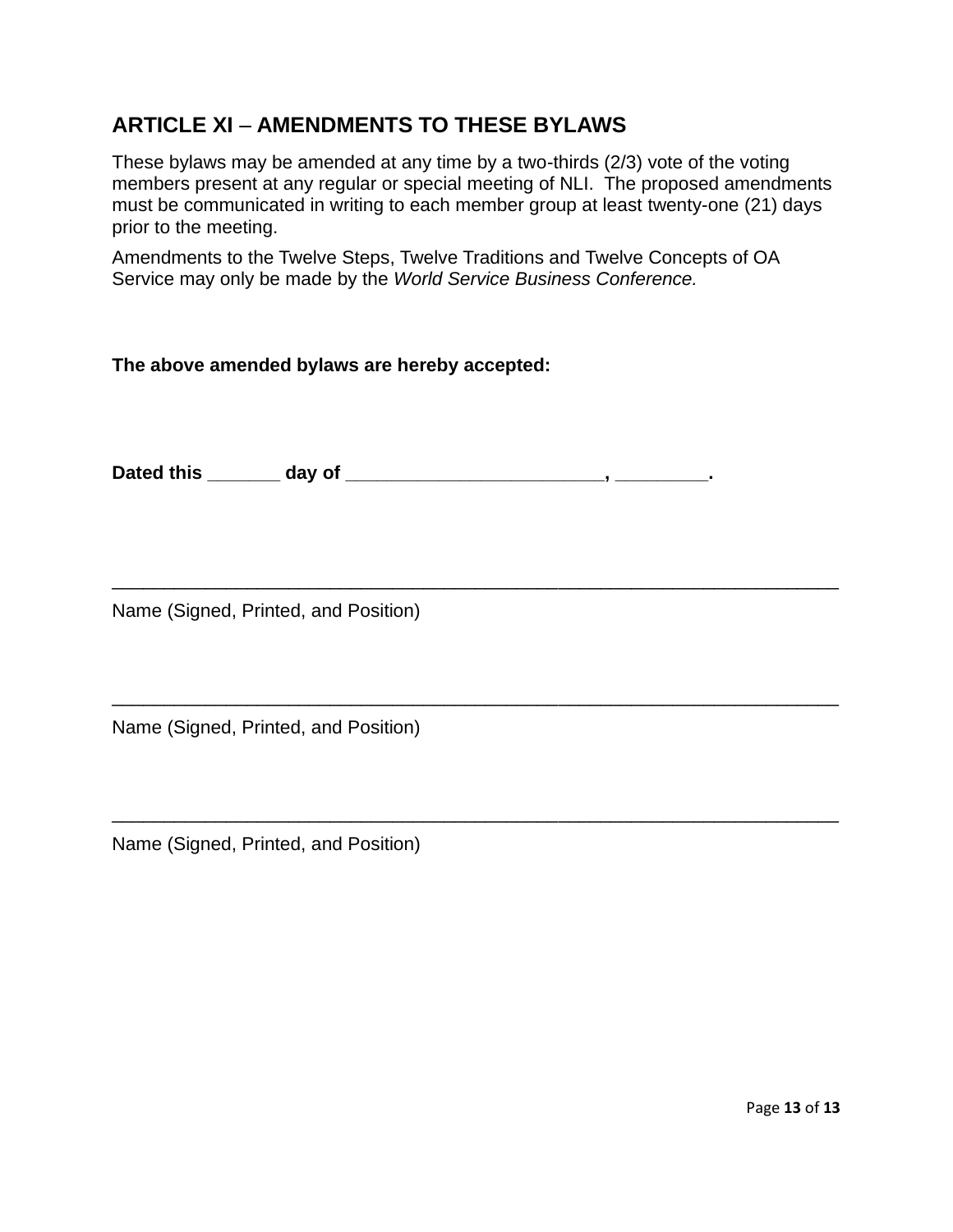## ARTICLE XI – AMENDMENTS TO THESE BYLAWS

These bylaws may be amended at any time by a two-thirds (2/3) vote of the voting members present at any regular or special meeting of NLI. The proposed amendments must be communicated in writing to each member group at least twenty-one (21) days prior to the meeting.

Amendments to the Twelve Steps, Twelve Traditions and Twelve Concepts of OA Service may only be made by the *World Service Business Conference.*

**The above amended bylaws are hereby accepted:**

**Dated this _______ day of _________________________, _________.**

_________________________________________________________________________

Name (Signed, Printed, and Position)

_________________________________________________________________________

Name (Signed, Printed, and Position)

_________________________________________________________________________

Name (Signed, Printed, and Position)